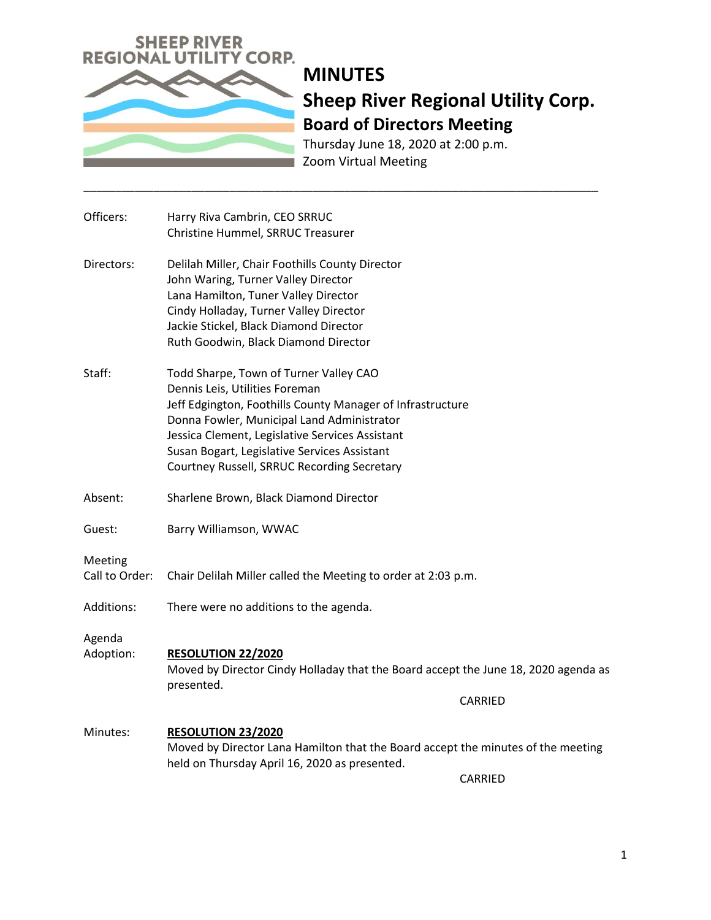SHEEP RIVER REGIONAL UTILITY CORP.

# MINUTES

## Sheep River Regional Utility Corp.

### Board of Directors Meeting

Thursday June 18, 2020 at 2:00 p.m.
Zoom Virtual Meeting

---

**Officers:**
Harry Riva Cambrin, CEO SRRUC
Christine Hummel, SRRUC Treasurer

**Directors:**
Delilah Miller, Chair Foothills County Director
John Waring, Turner Valley Director
Lana Hamilton, Tuner Valley Director
Cindy Holladay, Turner Valley Director
Jackie Stickel, Black Diamond Director
Ruth Goodwin, Black Diamond Director

**Staff:**
Todd Sharpe, Town of Turner Valley CAO
Dennis Leis, Utilities Foreman
Jeff Edgington, Foothills County Manager of Infrastructure
Donna Fowler, Municipal Land Administrator
Jessica Clement, Legislative Services Assistant
Susan Bogart, Legislative Services Assistant
Courtney Russell, SRRUC Recording Secretary

**Absent:** Sharlene Brown, Black Diamond Director

**Guest:** Barry Williamson, WWAC

**Meeting Call to Order:** Chair Delilah Miller called the Meeting to order at 2:03 p.m.

**Additions:** There were no additions to the agenda.

**Agenda Adoption:**

**RESOLUTION 22/2020**
Moved by Director Cindy Holladay that the Board accept the June 18, 2020 agenda as presented.

CARRIED

**Minutes:**

**RESOLUTION 23/2020**
Moved by Director Lana Hamilton that the Board accept the minutes of the meeting held on Thursday April 16, 2020 as presented.

CARRIED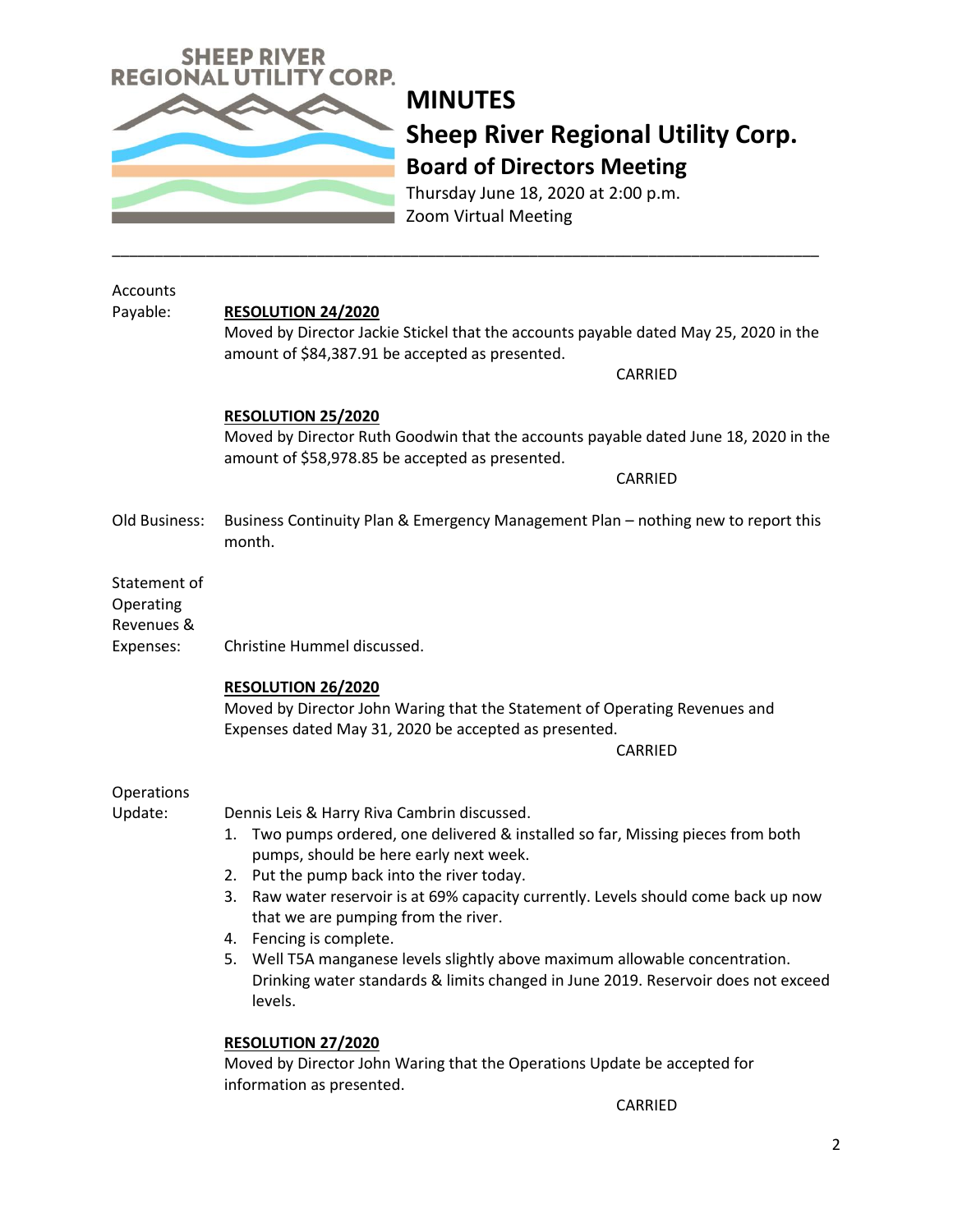# MINUTES

## Sheep River Regional Utility Corp.

### Board of Directors Meeting

Thursday June 18, 2020 at 2:00 p.m.
Zoom Virtual Meeting

---

**Accounts Payable:**

**RESOLUTION 24/2020**
Moved by Director Jackie Stickel that the accounts payable dated May 25, 2020 in the amount of $84,387.91 be accepted as presented.

CARRIED

**RESOLUTION 25/2020**
Moved by Director Ruth Goodwin that the accounts payable dated June 18, 2020 in the amount of $58,978.85 be accepted as presented.

CARRIED

**Old Business:** Business Continuity Plan & Emergency Management Plan – nothing new to report this month.

**Statement of Operating Revenues & Expenses:** Christine Hummel discussed.

**RESOLUTION 26/2020**
Moved by Director John Waring that the Statement of Operating Revenues and Expenses dated May 31, 2020 be accepted as presented.

CARRIED

**Operations Update:** Dennis Leis & Harry Riva Cambrin discussed.

1. Two pumps ordered, one delivered & installed so far, Missing pieces from both pumps, should be here early next week.
2. Put the pump back into the river today.
3. Raw water reservoir is at 69% capacity currently. Levels should come back up now that we are pumping from the river.
4. Fencing is complete.
5. Well T5A manganese levels slightly above maximum allowable concentration. Drinking water standards & limits changed in June 2019. Reservoir does not exceed levels.

**RESOLUTION 27/2020**
Moved by Director John Waring that the Operations Update be accepted for information as presented.

CARRIED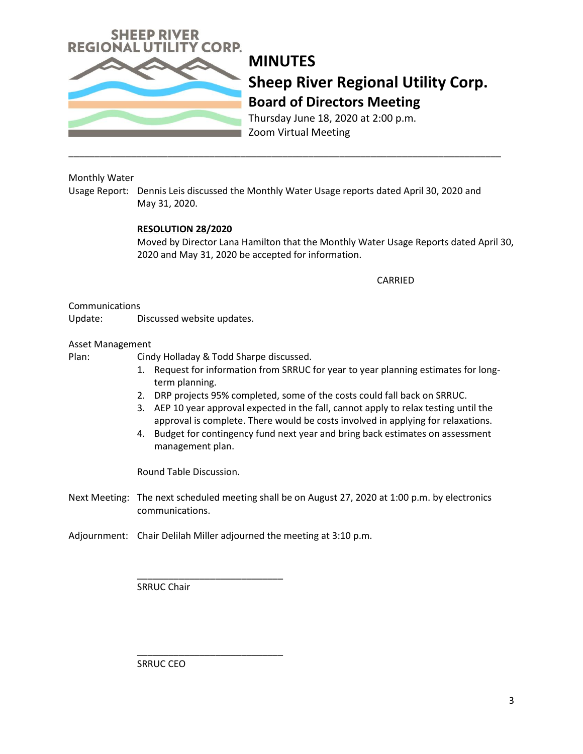SHEEP RIVER REGIONAL UTILITY CORP.

# MINUTES

## Sheep River Regional Utility Corp.

## Board of Directors Meeting

Thursday June 18, 2020 at 2:00 p.m.
Zoom Virtual Meeting

---

Monthly Water Usage Report: Dennis Leis discussed the Monthly Water Usage reports dated April 30, 2020 and May 31, 2020.

**RESOLUTION 28/2020**

Moved by Director Lana Hamilton that the Monthly Water Usage Reports dated April 30, 2020 and May 31, 2020 be accepted for information.

CARRIED

Communications Update: Discussed website updates.

Asset Management Plan: Cindy Holladay & Todd Sharpe discussed.

1. Request for information from SRRUC for year to year planning estimates for long-term planning.
2. DRP projects 95% completed, some of the costs could fall back on SRRUC.
3. AEP 10 year approval expected in the fall, cannot apply to relax testing until the approval is complete. There would be costs involved in applying for relaxations.
4. Budget for contingency fund next year and bring back estimates on assessment management plan.

Round Table Discussion.

Next Meeting: The next scheduled meeting shall be on August 27, 2020 at 1:00 p.m. by electronics communications.

Adjournment: Chair Delilah Miller adjourned the meeting at 3:10 p.m.

______________________________
SRRUC Chair

______________________________
SRRUC CEO